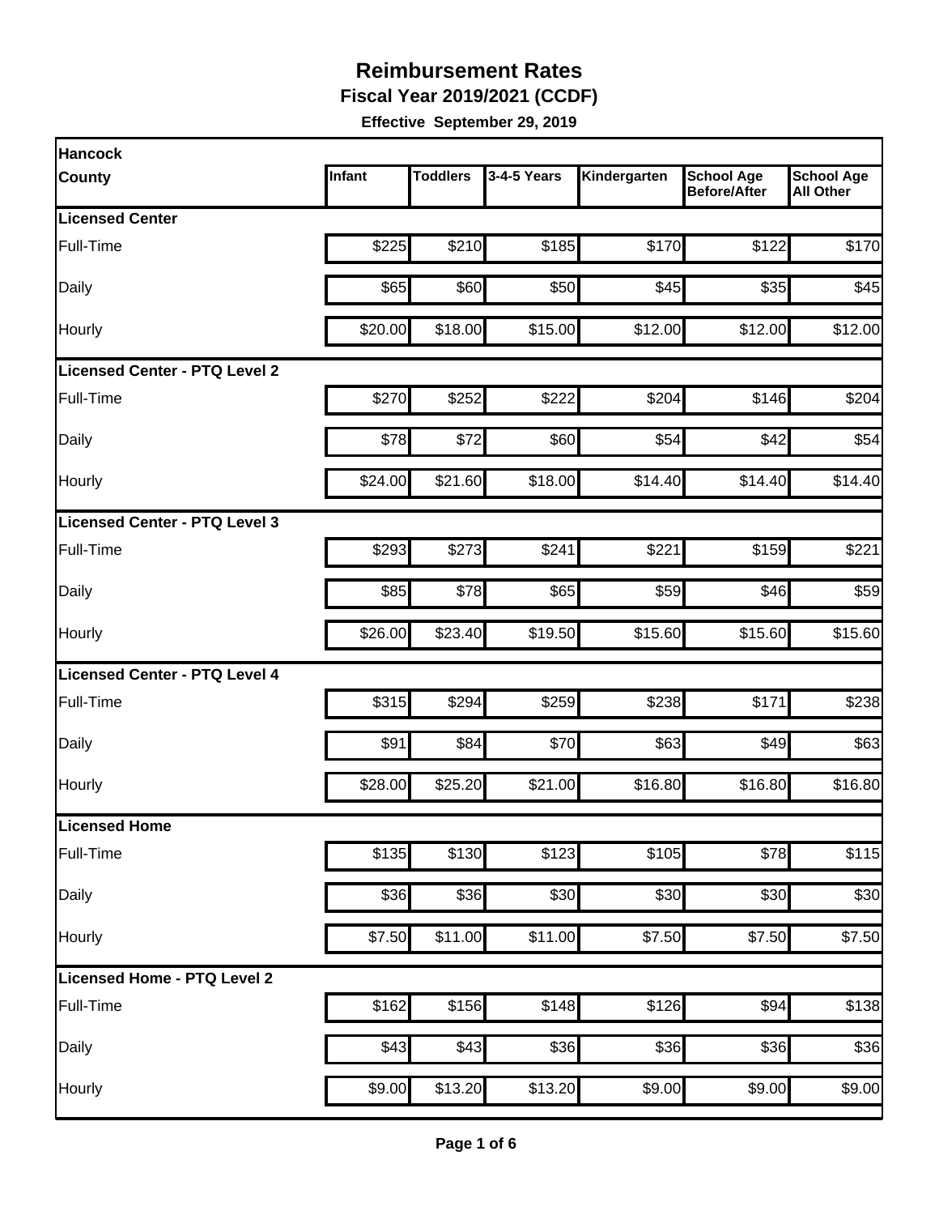# Reimbursement Rates

**Fiscal Year 2019/2021 (CCDF)**

**Effective September 29, 2019**

| Hancock County | Infant | Toddlers | 3-4-5 Years | Kindergarten | School Age Before/After | School Age All Other |
|---|---|---|---|---|---|---|
| **Licensed Center** | | | | | | |
| Full-Time | $225 | $210 | $185 | $170 | $122 | $170 |
| Daily | $65 | $60 | $50 | $45 | $35 | $45 |
| Hourly | $20.00 | $18.00 | $15.00 | $12.00 | $12.00 | $12.00 |
| **Licensed Center - PTQ Level 2** | | | | | | |
| Full-Time | $270 | $252 | $222 | $204 | $146 | $204 |
| Daily | $78 | $72 | $60 | $54 | $42 | $54 |
| Hourly | $24.00 | $21.60 | $18.00 | $14.40 | $14.40 | $14.40 |
| **Licensed Center - PTQ Level 3** | | | | | | |
| Full-Time | $293 | $273 | $241 | $221 | $159 | $221 |
| Daily | $85 | $78 | $65 | $59 | $46 | $59 |
| Hourly | $26.00 | $23.40 | $19.50 | $15.60 | $15.60 | $15.60 |
| **Licensed Center - PTQ Level 4** | | | | | | |
| Full-Time | $315 | $294 | $259 | $238 | $171 | $238 |
| Daily | $91 | $84 | $70 | $63 | $49 | $63 |
| Hourly | $28.00 | $25.20 | $21.00 | $16.80 | $16.80 | $16.80 |
| **Licensed Home** | | | | | | |
| Full-Time | $135 | $130 | $123 | $105 | $78 | $115 |
| Daily | $36 | $36 | $30 | $30 | $30 | $30 |
| Hourly | $7.50 | $11.00 | $11.00 | $7.50 | $7.50 | $7.50 |
| **Licensed Home - PTQ Level 2** | | | | | | |
| Full-Time | $162 | $156 | $148 | $126 | $94 | $138 |
| Daily | $43 | $43 | $36 | $36 | $36 | $36 |
| Hourly | $9.00 | $13.20 | $13.20 | $9.00 | $9.00 | $9.00 |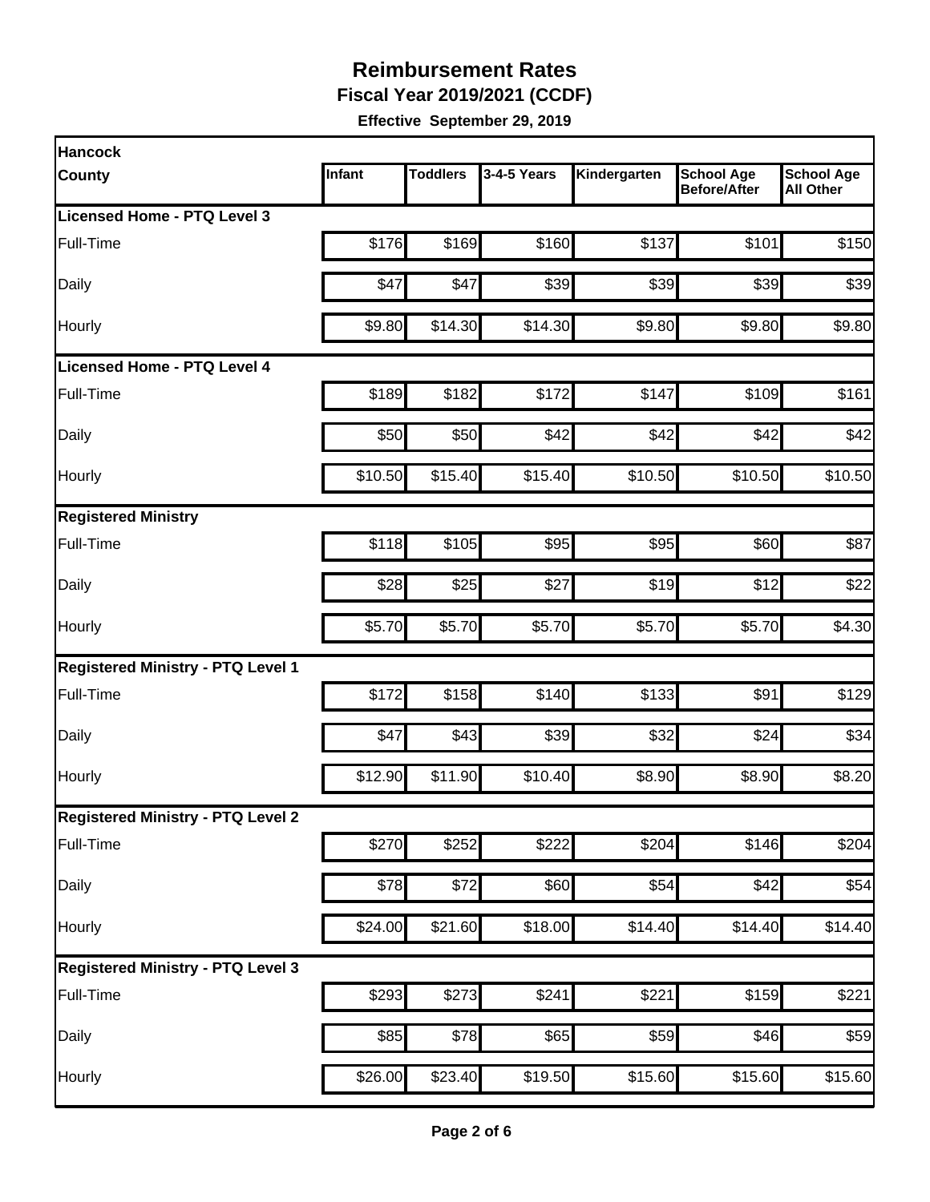# Reimbursement Rates

**Fiscal Year 2019/2021 (CCDF)**

**Effective September 29, 2019**

| Hancock County | Infant | Toddlers | 3-4-5 Years | Kindergarten | School Age Before/After | School Age All Other |
|---|---|---|---|---|---|---|
| **Licensed Home - PTQ Level 3** | | | | | | |
| Full-Time | $176 | $169 | $160 | $137 | $101 | $150 |
| Daily | $47 | $47 | $39 | $39 | $39 | $39 |
| Hourly | $9.80 | $14.30 | $14.30 | $9.80 | $9.80 | $9.80 |
| **Licensed Home - PTQ Level 4** | | | | | | |
| Full-Time | $189 | $182 | $172 | $147 | $109 | $161 |
| Daily | $50 | $50 | $42 | $42 | $42 | $42 |
| Hourly | $10.50 | $15.40 | $15.40 | $10.50 | $10.50 | $10.50 |
| **Registered Ministry** | | | | | | |
| Full-Time | $118 | $105 | $95 | $95 | $60 | $87 |
| Daily | $28 | $25 | $27 | $19 | $12 | $22 |
| Hourly | $5.70 | $5.70 | $5.70 | $5.70 | $5.70 | $4.30 |
| **Registered Ministry - PTQ Level 1** | | | | | | |
| Full-Time | $172 | $158 | $140 | $133 | $91 | $129 |
| Daily | $47 | $43 | $39 | $32 | $24 | $34 |
| Hourly | $12.90 | $11.90 | $10.40 | $8.90 | $8.90 | $8.20 |
| **Registered Ministry - PTQ Level 2** | | | | | | |
| Full-Time | $270 | $252 | $222 | $204 | $146 | $204 |
| Daily | $78 | $72 | $60 | $54 | $42 | $54 |
| Hourly | $24.00 | $21.60 | $18.00 | $14.40 | $14.40 | $14.40 |
| **Registered Ministry - PTQ Level 3** | | | | | | |
| Full-Time | $293 | $273 | $241 | $221 | $159 | $221 |
| Daily | $85 | $78 | $65 | $59 | $46 | $59 |
| Hourly | $26.00 | $23.40 | $19.50 | $15.60 | $15.60 | $15.60 |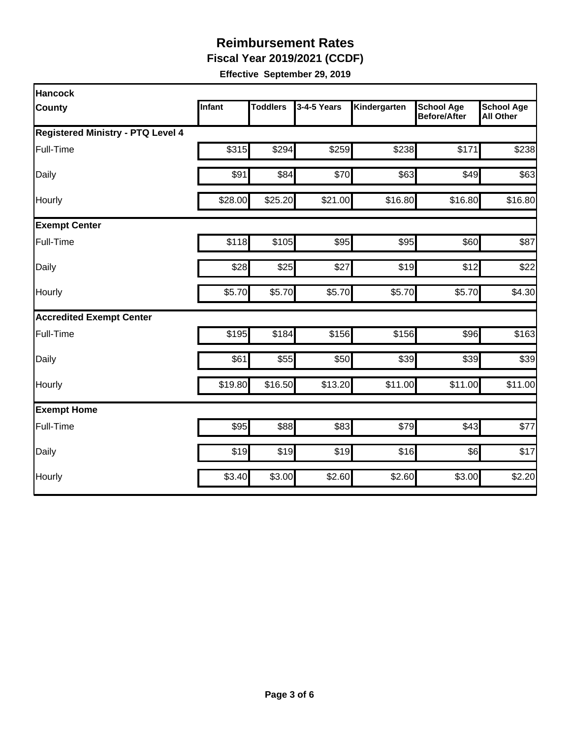# Reimbursement Rates

**Fiscal Year 2019/2021 (CCDF)**

**Effective September 29, 2019**

| Hancock County | Infant | Toddlers | 3-4-5 Years | Kindergarten | School Age Before/After | School Age All Other |
|---|---|---|---|---|---|---|
| **Registered Ministry - PTQ Level 4** | | | | | | |
| Full-Time | $315 | $294 | $259 | $238 | $171 | $238 |
| Daily | $91 | $84 | $70 | $63 | $49 | $63 |
| Hourly | $28.00 | $25.20 | $21.00 | $16.80 | $16.80 | $16.80 |
| **Exempt Center** | | | | | | |
| Full-Time | $118 | $105 | $95 | $95 | $60 | $87 |
| Daily | $28 | $25 | $27 | $19 | $12 | $22 |
| Hourly | $5.70 | $5.70 | $5.70 | $5.70 | $5.70 | $4.30 |
| **Accredited Exempt Center** | | | | | | |
| Full-Time | $195 | $184 | $156 | $156 | $96 | $163 |
| Daily | $61 | $55 | $50 | $39 | $39 | $39 |
| Hourly | $19.80 | $16.50 | $13.20 | $11.00 | $11.00 | $11.00 |
| **Exempt Home** | | | | | | |
| Full-Time | $95 | $88 | $83 | $79 | $43 | $77 |
| Daily | $19 | $19 | $19 | $16 | $6 | $17 |
| Hourly | $3.40 | $3.00 | $2.60 | $2.60 | $3.00 | $2.20 |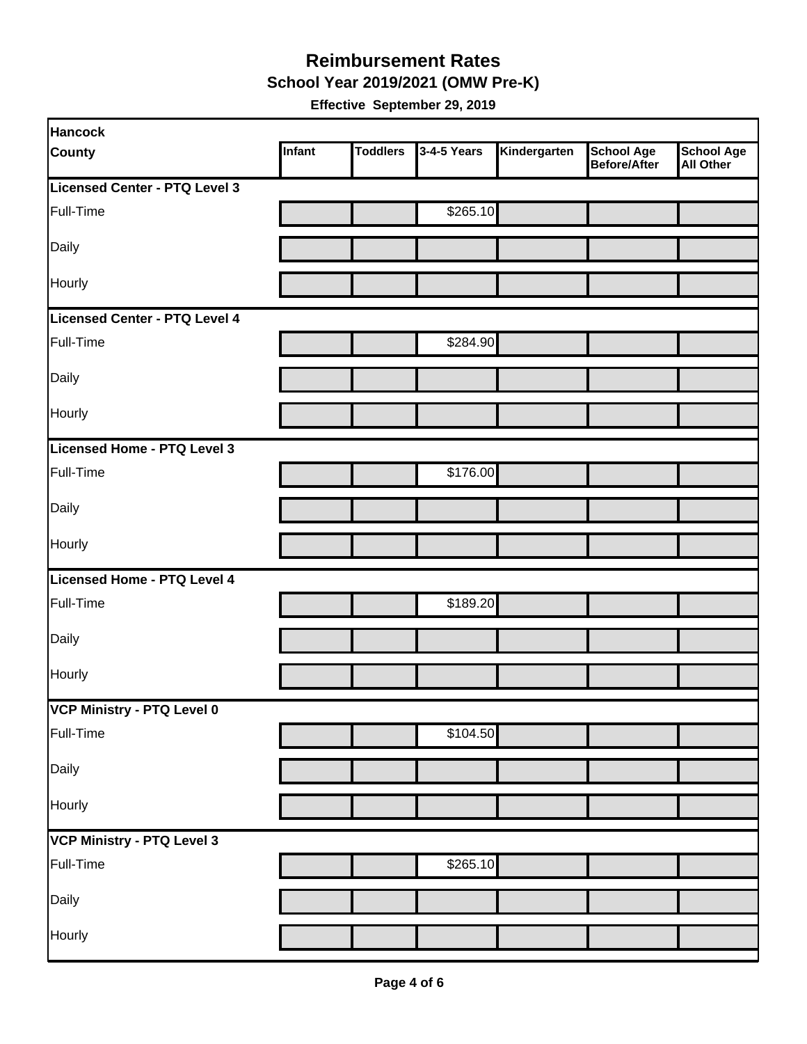# Reimbursement Rates

## School Year 2019/2021 (OMW Pre-K)

**Effective September 29, 2019**

| Hancock County | Infant | Toddlers | 3-4-5 Years | Kindergarten | School Age Before/After | School Age All Other |
|---|---|---|---|---|---|---|
| **Licensed Center - PTQ Level 3** | | | | | | |
| Full-Time | | | $265.10 | | | |
| Daily | | | | | | |
| Hourly | | | | | | |
| **Licensed Center - PTQ Level 4** | | | | | | |
| Full-Time | | | $284.90 | | | |
| Daily | | | | | | |
| Hourly | | | | | | |
| **Licensed Home - PTQ Level 3** | | | | | | |
| Full-Time | | | $176.00 | | | |
| Daily | | | | | | |
| Hourly | | | | | | |
| **Licensed Home - PTQ Level 4** | | | | | | |
| Full-Time | | | $189.20 | | | |
| Daily | | | | | | |
| Hourly | | | | | | |
| **VCP Ministry - PTQ Level 0** | | | | | | |
| Full-Time | | | $104.50 | | | |
| Daily | | | | | | |
| Hourly | | | | | | |
| **VCP Ministry - PTQ Level 3** | | | | | | |
| Full-Time | | | $265.10 | | | |
| Daily | | | | | | |
| Hourly | | | | | | |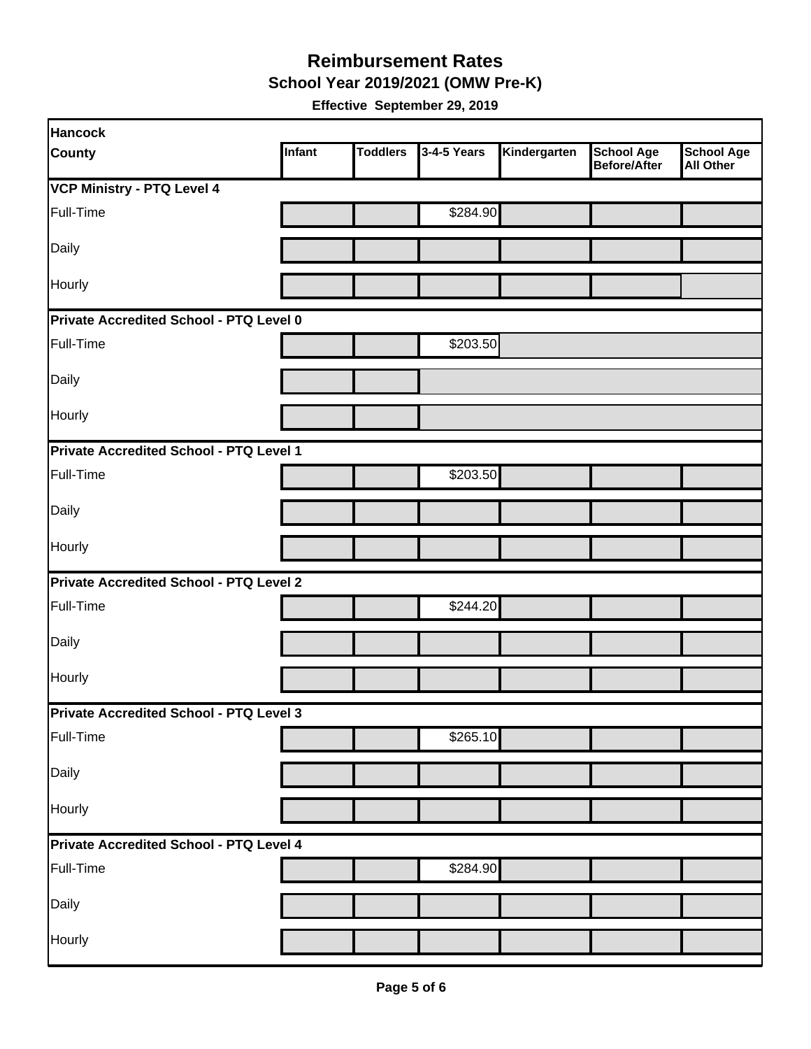# Reimbursement Rates

## School Year 2019/2021 (OMW Pre-K)

**Effective September 29, 2019**

| Hancock County | Infant | Toddlers | 3-4-5 Years | Kindergarten | School Age Before/After | School Age All Other |
|---|---|---|---|---|---|---|
| **VCP Ministry - PTQ Level 4** | | | | | | |
| Full-Time | | | $284.90 | | | |
| Daily | | | | | | |
| Hourly | | | | | | |
| **Private Accredited School - PTQ Level 0** | | | | | | |
| Full-Time | | | $203.50 | | | |
| Daily | | | | | | |
| Hourly | | | | | | |
| **Private Accredited School - PTQ Level 1** | | | | | | |
| Full-Time | | | $203.50 | | | |
| Daily | | | | | | |
| Hourly | | | | | | |
| **Private Accredited School - PTQ Level 2** | | | | | | |
| Full-Time | | | $244.20 | | | |
| Daily | | | | | | |
| Hourly | | | | | | |
| **Private Accredited School - PTQ Level 3** | | | | | | |
| Full-Time | | | $265.10 | | | |
| Daily | | | | | | |
| Hourly | | | | | | |
| **Private Accredited School - PTQ Level 4** | | | | | | |
| Full-Time | | | $284.90 | | | |
| Daily | | | | | | |
| Hourly | | | | | | |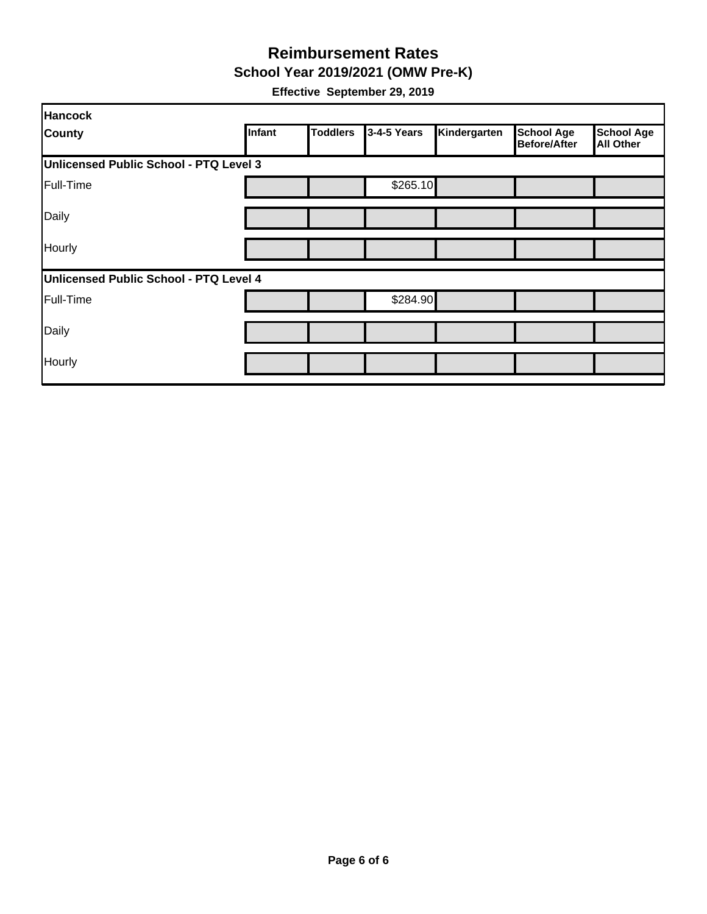# Reimbursement Rates

## School Year 2019/2021 (OMW Pre-K)

**Effective September 29, 2019**

| **Hancock County** | **Infant** | **Toddlers** | **3-4-5 Years** | **Kindergarten** | **School Age Before/After** | **School Age All Other** |
|---|---|---|---|---|---|---|
| **Unlicensed Public School - PTQ Level 3** | | | | | | |
| Full-Time | | | $265.10 | | | |
| Daily | | | | | | |
| Hourly | | | | | | |
| **Unlicensed Public School - PTQ Level 4** | | | | | | |
| Full-Time | | | $284.90 | | | |
| Daily | | | | | | |
| Hourly | | | | | | |